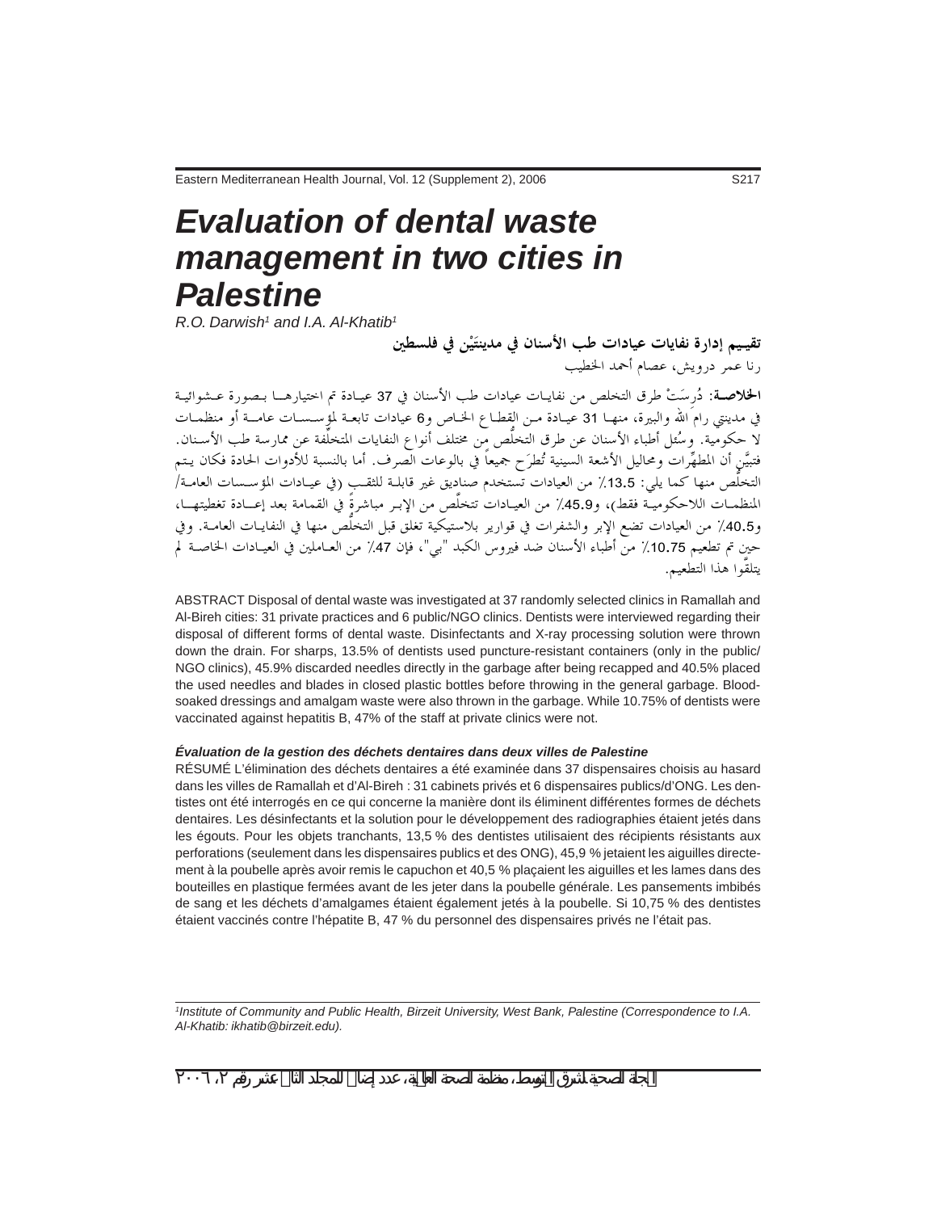# Evaluation of dental waste management in two cities in Palestine

*R.O. Darwish[1] and I.A. Al-Khatib[1]*

**تقييم إدارة نفايات عيادات طب الأسنان في مدينتَيْن في فلسطين**

رنا عمر درويش، عصام أحمد الخطيب

**الخلاصـة:** دُرِسَتْ طرق التخلص من نفايات عيادات طب الأسنان في 37 عيـادة تم اختيارهـا بـصورة عـشوائية في مدينتي رام الله والبيرة، منهـا 31 عيـادة مـن القطـاع الخـاص و6 عيادات تابعـة لمؤسـسـات عامـة أو منظمـات لا حكومية. وسُئل أطباء الأسنان عن طرق التخلُّص من مختلف أنواع النفايات المتخلِّفة عن ممارسة طب الأسـنان. فتبيَّن أن المطهِّرات ومحاليل الأشعة السينية تُطرَح جميعاً في بالوعات الصرف. أما بالنسبة للأدوات الحادة فكان يـتم التخلُّص منها كما يلي: 13.5٪ من العيادات تستخدم صناديق غير قابلـة للثقـب (في عيـادات المؤسـسات العامـة/ المنظمـات اللاحكوميـة فقط)، و45.9٪ من العيـادات تتخلَّص من الإبـر مباشرةً في القمامة بعد إعـادة تغطيتهـا، و40.5٪ من العيادات تضع الإبر والشفرات في قوارير بلاستيكية تغلق قبل التخلُّص منها في النفايـات العامـة. وفي حين تم تطعيم 10.75٪ من أطباء الأسنان ضد فيروس الكبد "بي"، فإن 47٪ من العـاملين في العيـادات الخاصـة لم يتلقَّوا هذا التطعيم.

ABSTRACT Disposal of dental waste was investigated at 37 randomly selected clinics in Ramallah and Al-Bireh cities: 31 private practices and 6 public/NGO clinics. Dentists were interviewed regarding their disposal of different forms of dental waste. Disinfectants and X-ray processing solution were thrown down the drain. For sharps, 13.5% of dentists used puncture-resistant containers (only in the public/ NGO clinics), 45.9% discarded needles directly in the garbage after being recapped and 40.5% placed the used needles and blades in closed plastic bottles before throwing in the general garbage. Blood-soaked dressings and amalgam waste were also thrown in the garbage. While 10.75% of dentists were vaccinated against hepatitis B, 47% of the staff at private clinics were not.

***Évaluation de la gestion des déchets dentaires dans deux villes de Palestine***

RÉSUMÉ L'élimination des déchets dentaires a été examinée dans 37 dispensaires choisis au hasard dans les villes de Ramallah et d'Al-Bireh : 31 cabinets privés et 6 dispensaires publics/d'ONG. Les dentistes ont été interrogés en ce qui concerne la manière dont ils éliminent différentes formes de déchets dentaires. Les désinfectants et la solution pour le développement des radiographies étaient jetés dans les égouts. Pour les objets tranchants, 13,5 % des dentistes utilisaient des récipients résistants aux perforations (seulement dans les dispensaires publics et des ONG), 45,9 % jetaient les aiguilles directement à la poubelle après avoir remis le capuchon et 40,5 % plaçaient les aiguilles et les lames dans des bouteilles en plastique fermées avant de les jeter dans la poubelle générale. Les pansements imbibés de sang et les déchets d'amalgames étaient également jetés à la poubelle. Si 10,75 % des dentistes étaient vaccinés contre l'hépatite B, 47 % du personnel des dispensaires privés ne l'était pas.

---

*[1]Institute of Community and Public Health, Birzeit University, West Bank, Palestine (Correspondence to I.A. Al-Khatib: ikhatib@birzeit.edu).*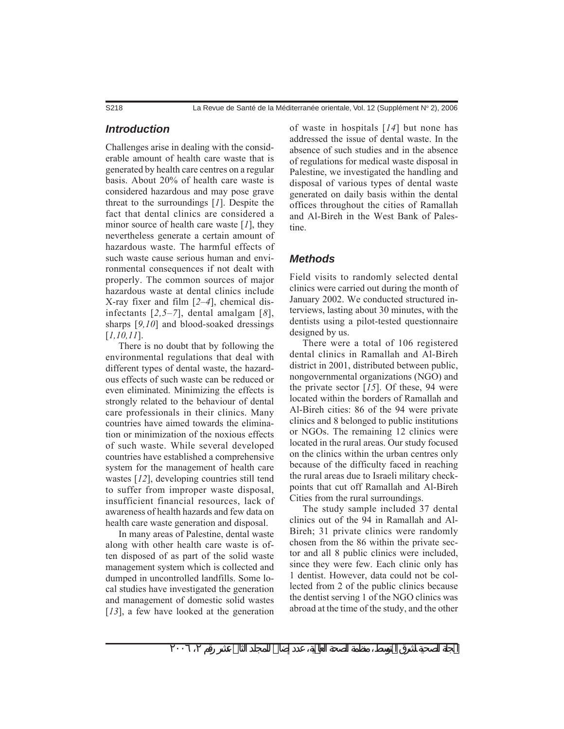## Introduction

Challenges arise in dealing with the considerable amount of health care waste that is generated by health care centres on a regular basis. About 20% of health care waste is considered hazardous and may pose grave threat to the surroundings [*1*]. Despite the fact that dental clinics are considered a minor source of health care waste [*1*], they nevertheless generate a certain amount of hazardous waste. The harmful effects of such waste cause serious human and environmental consequences if not dealt with properly. The common sources of major hazardous waste at dental clinics include X-ray fixer and film [*2–4*], chemical disinfectants [*2,5–7*], dental amalgam [*8*], sharps [*9,10*] and blood-soaked dressings [*1,10,11*].

There is no doubt that by following the environmental regulations that deal with different types of dental waste, the hazardous effects of such waste can be reduced or even eliminated. Minimizing the effects is strongly related to the behaviour of dental care professionals in their clinics. Many countries have aimed towards the elimination or minimization of the noxious effects of such waste. While several developed countries have established a comprehensive system for the management of health care wastes [*12*], developing countries still tend to suffer from improper waste disposal, insufficient financial resources, lack of awareness of health hazards and few data on health care waste generation and disposal.

In many areas of Palestine, dental waste along with other health care waste is often disposed of as part of the solid waste management system which is collected and dumped in uncontrolled landfills. Some local studies have investigated the generation and management of domestic solid wastes [*13*], a few have looked at the generation of waste in hospitals [*14*] but none has addressed the issue of dental waste. In the absence of such studies and in the absence of regulations for medical waste disposal in Palestine, we investigated the handling and disposal of various types of dental waste generated on daily basis within the dental offices throughout the cities of Ramallah and Al-Bireh in the West Bank of Palestine.

## Methods

Field visits to randomly selected dental clinics were carried out during the month of January 2002. We conducted structured interviews, lasting about 30 minutes, with the dentists using a pilot-tested questionnaire designed by us.

There were a total of 106 registered dental clinics in Ramallah and Al-Bireh district in 2001, distributed between public, nongovernmental organizations (NGO) and the private sector [*15*]. Of these, 94 were located within the borders of Ramallah and Al-Bireh cities: 86 of the 94 were private clinics and 8 belonged to public institutions or NGOs. The remaining 12 clinics were located in the rural areas. Our study focused on the clinics within the urban centres only because of the difficulty faced in reaching the rural areas due to Israeli military checkpoints that cut off Ramallah and Al-Bireh Cities from the rural surroundings.

The study sample included 37 dental clinics out of the 94 in Ramallah and Al-Bireh; 31 private clinics were randomly chosen from the 86 within the private sector and all 8 public clinics were included, since they were few. Each clinic only has 1 dentist. However, data could not be collected from 2 of the public clinics because the dentist serving 1 of the NGO clinics was abroad at the time of the study, and the other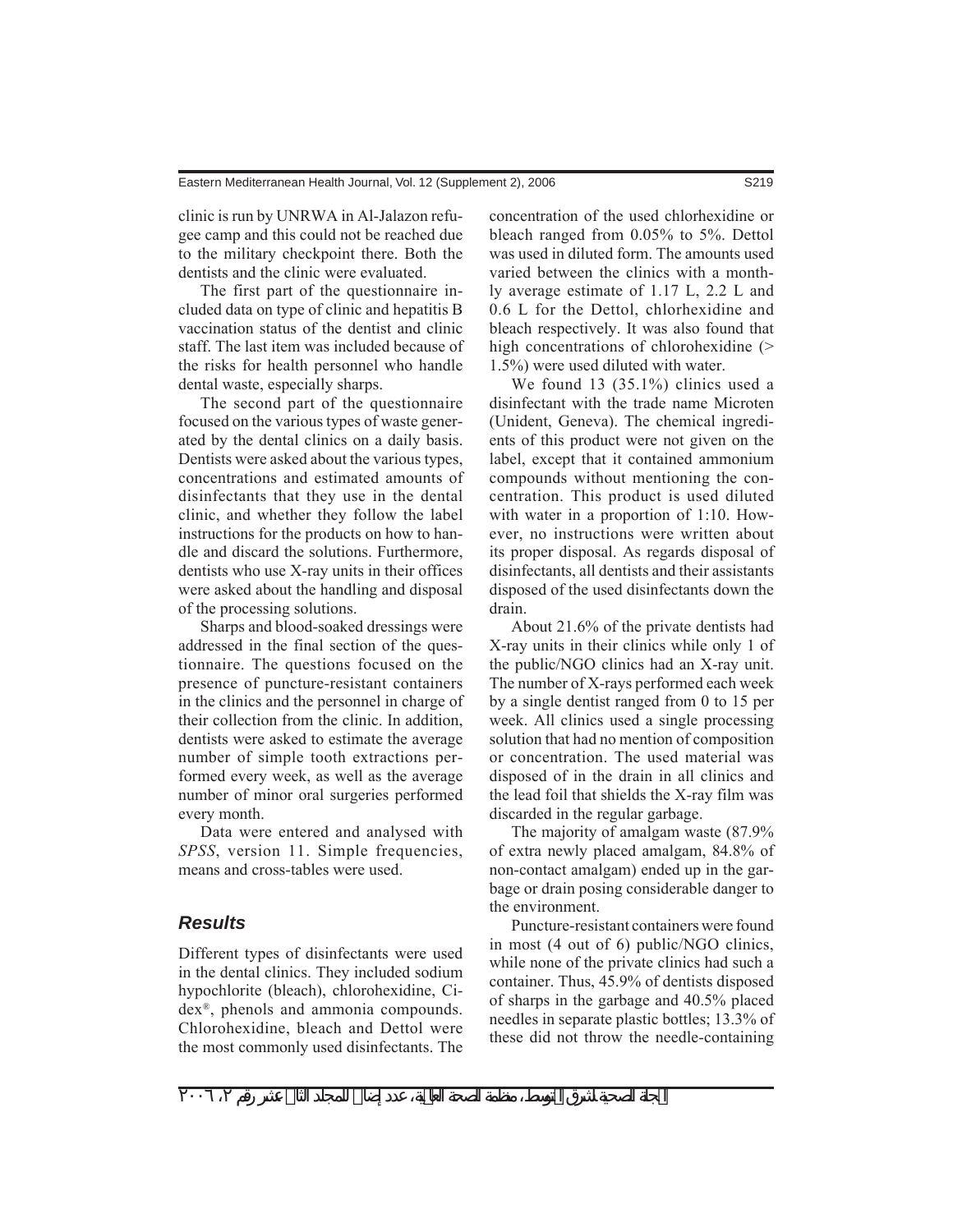clinic is run by UNRWA in Al-Jalazon refugee camp and this could not be reached due to the military checkpoint there. Both the dentists and the clinic were evaluated.

The first part of the questionnaire included data on type of clinic and hepatitis B vaccination status of the dentist and clinic staff. The last item was included because of the risks for health personnel who handle dental waste, especially sharps.

The second part of the questionnaire focused on the various types of waste generated by the dental clinics on a daily basis. Dentists were asked about the various types, concentrations and estimated amounts of disinfectants that they use in the dental clinic, and whether they follow the label instructions for the products on how to handle and discard the solutions. Furthermore, dentists who use X-ray units in their offices were asked about the handling and disposal of the processing solutions.

Sharps and blood-soaked dressings were addressed in the final section of the questionnaire. The questions focused on the presence of puncture-resistant containers in the clinics and the personnel in charge of their collection from the clinic. In addition, dentists were asked to estimate the average number of simple tooth extractions performed every week, as well as the average number of minor oral surgeries performed every month.

Data were entered and analysed with *SPSS*, version 11. Simple frequencies, means and cross-tables were used.

## Results

Different types of disinfectants were used in the dental clinics. They included sodium hypochlorite (bleach), chlorohexidine, Cidex®, phenols and ammonia compounds. Chlorohexidine, bleach and Dettol were the most commonly used disinfectants. The concentration of the used chlorhexidine or bleach ranged from 0.05% to 5%. Dettol was used in diluted form. The amounts used varied between the clinics with a monthly average estimate of 1.17 L, 2.2 L and 0.6 L for the Dettol, chlorhexidine and bleach respectively. It was also found that high concentrations of chlorohexidine (> 1.5%) were used diluted with water.

We found 13 (35.1%) clinics used a disinfectant with the trade name Microten (Unident, Geneva). The chemical ingredients of this product were not given on the label, except that it contained ammonium compounds without mentioning the concentration. This product is used diluted with water in a proportion of 1:10. However, no instructions were written about its proper disposal. As regards disposal of disinfectants, all dentists and their assistants disposed of the used disinfectants down the drain.

About 21.6% of the private dentists had X-ray units in their clinics while only 1 of the public/NGO clinics had an X-ray unit. The number of X-rays performed each week by a single dentist ranged from 0 to 15 per week. All clinics used a single processing solution that had no mention of composition or concentration. The used material was disposed of in the drain in all clinics and the lead foil that shields the X-ray film was discarded in the regular garbage.

The majority of amalgam waste (87.9% of extra newly placed amalgam, 84.8% of non-contact amalgam) ended up in the garbage or drain posing considerable danger to the environment.

Puncture-resistant containers were found in most (4 out of 6) public/NGO clinics, while none of the private clinics had such a container. Thus, 45.9% of dentists disposed of sharps in the garbage and 40.5% placed needles in separate plastic bottles; 13.3% of these did not throw the needle-containing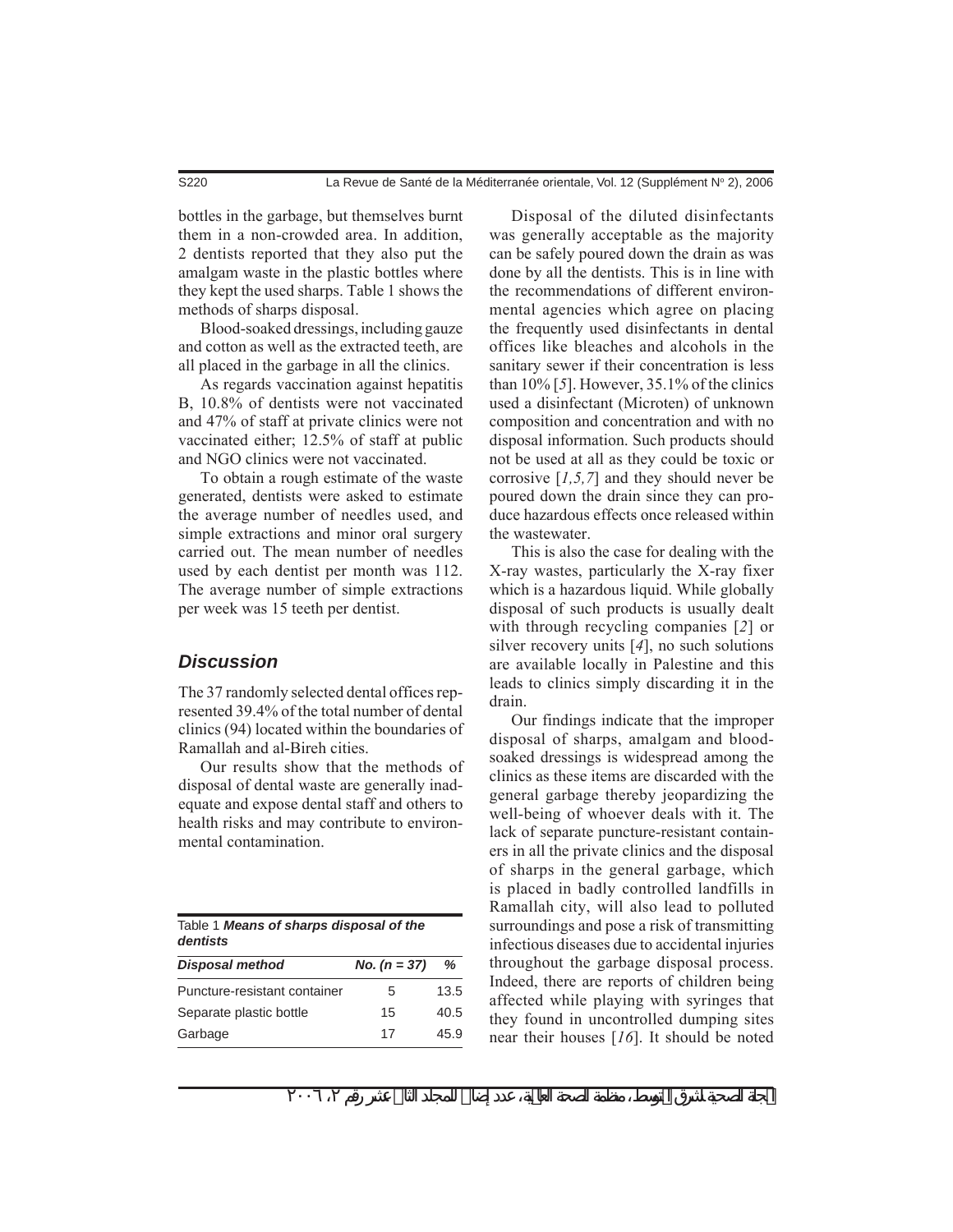bottles in the garbage, but themselves burnt them in a non-crowded area. In addition, 2 dentists reported that they also put the amalgam waste in the plastic bottles where they kept the used sharps. Table 1 shows the methods of sharps disposal.

Blood-soaked dressings, including gauze and cotton as well as the extracted teeth, are all placed in the garbage in all the clinics.

As regards vaccination against hepatitis B, 10.8% of dentists were not vaccinated and 47% of staff at private clinics were not vaccinated either; 12.5% of staff at public and NGO clinics were not vaccinated.

To obtain a rough estimate of the waste generated, dentists were asked to estimate the average number of needles used, and simple extractions and minor oral surgery carried out. The mean number of needles used by each dentist per month was 112. The average number of simple extractions per week was 15 teeth per dentist.

## Discussion

The 37 randomly selected dental offices represented 39.4% of the total number of dental clinics (94) located within the boundaries of Ramallah and al-Bireh cities.

Our results show that the methods of disposal of dental waste are generally inadequate and expose dental staff and others to health risks and may contribute to environmental contamination.

Table 1 ***Means of sharps disposal of the dentists***

| *Disposal method* | *No. (n = 37)* | *%* |
|---|---|---|
| Puncture-resistant container | 5 | 13.5 |
| Separate plastic bottle | 15 | 40.5 |
| Garbage | 17 | 45.9 |

Disposal of the diluted disinfectants was generally acceptable as the majority can be safely poured down the drain as was done by all the dentists. This is in line with the recommendations of different environmental agencies which agree on placing the frequently used disinfectants in dental offices like bleaches and alcohols in the sanitary sewer if their concentration is less than 10% [*5*]. However, 35.1% of the clinics used a disinfectant (Microten) of unknown composition and concentration and with no disposal information. Such products should not be used at all as they could be toxic or corrosive [*1,5,7*] and they should never be poured down the drain since they can produce hazardous effects once released within the wastewater.

This is also the case for dealing with the X-ray wastes, particularly the X-ray fixer which is a hazardous liquid. While globally disposal of such products is usually dealt with through recycling companies [*2*] or silver recovery units [*4*], no such solutions are available locally in Palestine and this leads to clinics simply discarding it in the drain.

Our findings indicate that the improper disposal of sharps, amalgam and blood-soaked dressings is widespread among the clinics as these items are discarded with the general garbage thereby jeopardizing the well-being of whoever deals with it. The lack of separate puncture-resistant containers in all the private clinics and the disposal of sharps in the general garbage, which is placed in badly controlled landfills in Ramallah city, will also lead to polluted surroundings and pose a risk of transmitting infectious diseases due to accidental injuries throughout the garbage disposal process. Indeed, there are reports of children being affected while playing with syringes that they found in uncontrolled dumping sites near their houses [*16*]. It should be noted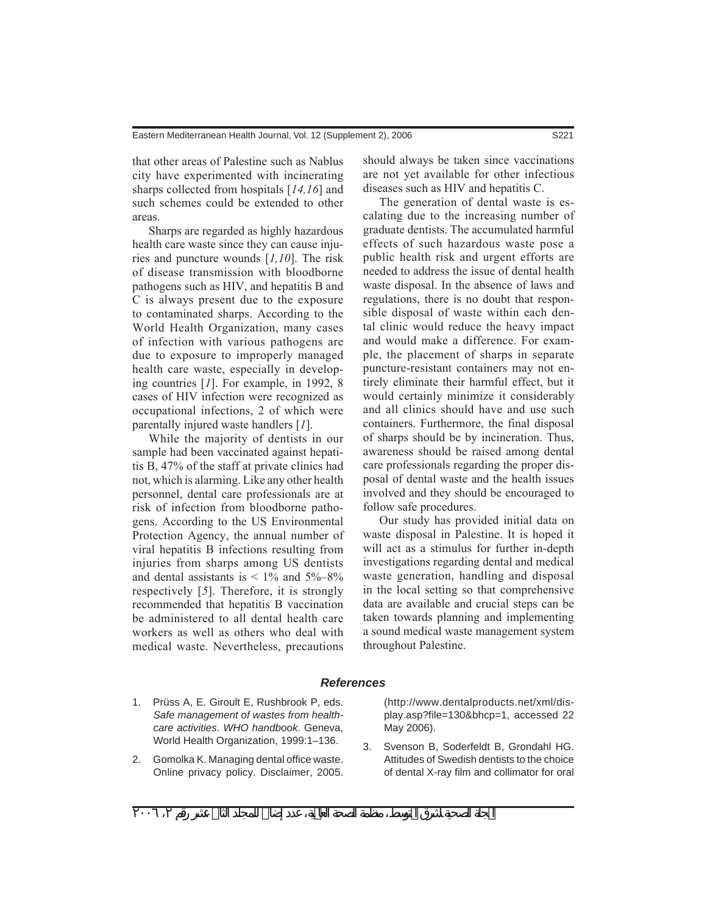that other areas of Palestine such as Nablus city have experimented with incinerating sharps collected from hospitals [*14,16*] and such schemes could be extended to other areas.

Sharps are regarded as highly hazardous health care waste since they can cause injuries and puncture wounds [*1,10*]. The risk of disease transmission with bloodborne pathogens such as HIV, and hepatitis B and C is always present due to the exposure to contaminated sharps. According to the World Health Organization, many cases of infection with various pathogens are due to exposure to improperly managed health care waste, especially in developing countries [*1*]. For example, in 1992, 8 cases of HIV infection were recognized as occupational infections, 2 of which were parentally injured waste handlers [*1*].

While the majority of dentists in our sample had been vaccinated against hepatitis B, 47% of the staff at private clinics had not, which is alarming. Like any other health personnel, dental care professionals are at risk of infection from bloodborne pathogens. According to the US Environmental Protection Agency, the annual number of viral hepatitis B infections resulting from injuries from sharps among US dentists and dental assistants is < 1% and 5%–8% respectively [*5*]. Therefore, it is strongly recommended that hepatitis B vaccination be administered to all dental health care workers as well as others who deal with medical waste. Nevertheless, precautions should always be taken since vaccinations are not yet available for other infectious diseases such as HIV and hepatitis C.

The generation of dental waste is escalating due to the increasing number of graduate dentists. The accumulated harmful effects of such hazardous waste pose a public health risk and urgent efforts are needed to address the issue of dental health waste disposal. In the absence of laws and regulations, there is no doubt that responsible disposal of waste within each dental clinic would reduce the heavy impact and would make a difference. For example, the placement of sharps in separate puncture-resistant containers may not entirely eliminate their harmful effect, but it would certainly minimize it considerably and all clinics should have and use such containers. Furthermore, the final disposal of sharps should be by incineration. Thus, awareness should be raised among dental care professionals regarding the proper disposal of dental waste and the health issues involved and they should be encouraged to follow safe procedures.

Our study has provided initial data on waste disposal in Palestine. It is hoped it will act as a stimulus for further in-depth investigations regarding dental and medical waste generation, handling and disposal in the local setting so that comprehensive data are available and crucial steps can be taken towards planning and implementing a sound medical waste management system throughout Palestine.

## References

1. Prüss A, E. Giroult E, Rushbrook P, eds. *Safe management of wastes from health-care activities. WHO handbook*. Geneva, World Health Organization, 1999:1–136.
2. Gomolka K. Managing dental office waste. Online privacy policy. Disclaimer, 2005. (http://www.dentalproducts.net/xml/display.asp?file=130&bhcp=1, accessed 22 May 2006).
3. Svenson B, Soderfeldt B, Grondahl HG. Attitudes of Swedish dentists to the choice of dental X-ray film and collimator for oral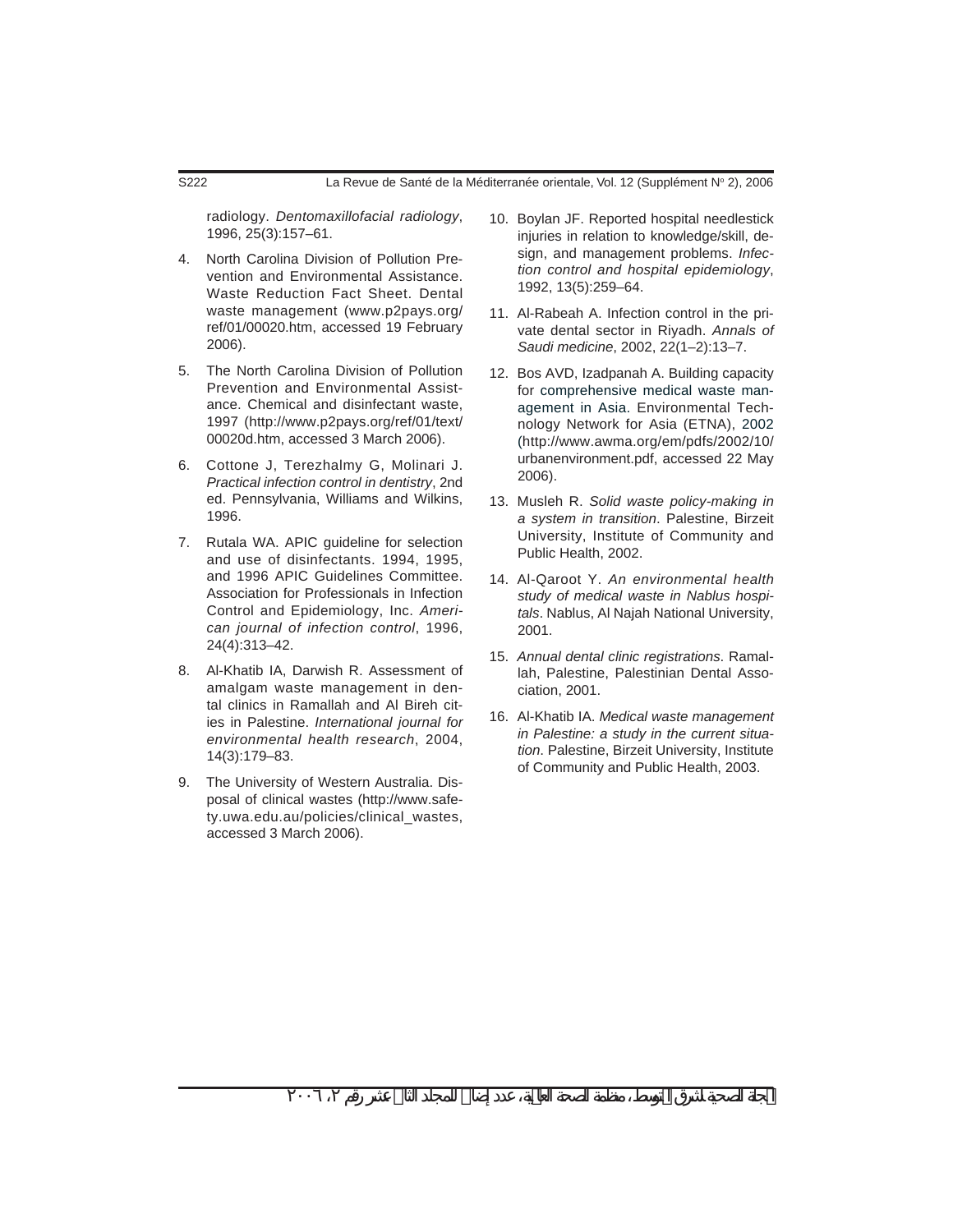radiology. *Dentomaxillofacial radiology*, 1996, 25(3):157–61.

4. North Carolina Division of Pollution Prevention and Environmental Assistance. Waste Reduction Fact Sheet. Dental waste management (www.p2pays.org/ref/01/00020.htm, accessed 19 February 2006).
5. The North Carolina Division of Pollution Prevention and Environmental Assistance. Chemical and disinfectant waste, 1997 (http://www.p2pays.org/ref/01/text/00020d.htm, accessed 3 March 2006).
6. Cottone J, Terezhalmy G, Molinari J. *Practical infection control in dentistry*, 2nd ed. Pennsylvania, Williams and Wilkins, 1996.
7. Rutala WA. APIC guideline for selection and use of disinfectants. 1994, 1995, and 1996 APIC Guidelines Committee. Association for Professionals in Infection Control and Epidemiology, Inc. *American journal of infection control*, 1996, 24(4):313–42.
8. Al-Khatib IA, Darwish R. Assessment of amalgam waste management in dental clinics in Ramallah and Al Bireh cities in Palestine. *International journal for environmental health research*, 2004, 14(3):179–83.
9. The University of Western Australia. Disposal of clinical wastes (http://www.safety.uwa.edu.au/policies/clinical_wastes, accessed 3 March 2006).
10. Boylan JF. Reported hospital needlestick injuries in relation to knowledge/skill, design, and management problems. *Infection control and hospital epidemiology*, 1992, 13(5):259–64.
11. Al-Rabeah A. Infection control in the private dental sector in Riyadh. *Annals of Saudi medicine*, 2002, 22(1–2):13–7.
12. Bos AVD, Izadpanah A. Building capacity for comprehensive medical waste management in Asia. Environmental Technology Network for Asia (ETNA), 2002 (http://www.awma.org/em/pdfs/2002/10/urbanenvironment.pdf, accessed 22 May 2006).
13. Musleh R. *Solid waste policy-making in a system in transition*. Palestine, Birzeit University, Institute of Community and Public Health, 2002.
14. Al-Qaroot Y. *An environmental health study of medical waste in Nablus hospitals*. Nablus, Al Najah National University, 2001.
15. *Annual dental clinic registrations*. Ramallah, Palestine, Palestinian Dental Association, 2001.
16. Al-Khatib IA. *Medical waste management in Palestine: a study in the current situation*. Palestine, Birzeit University, Institute of Community and Public Health, 2003.